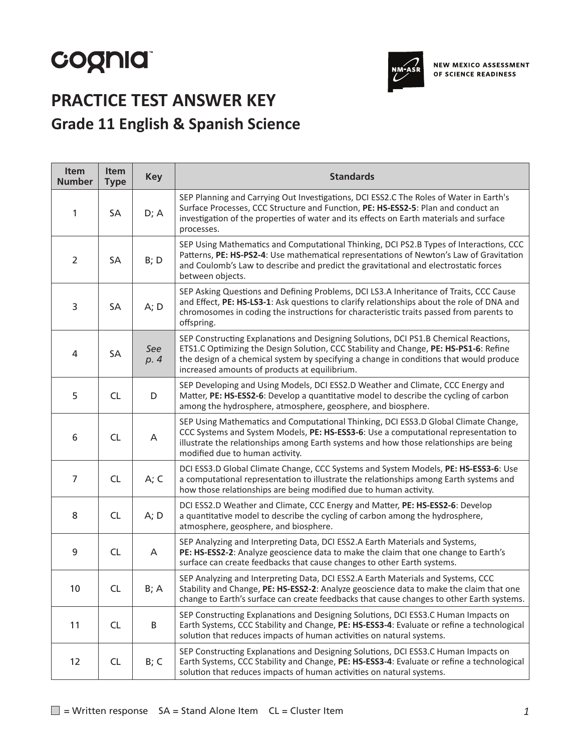cognia™

NEW MEXICO ASSESSMENT OF SCIENCE READINESS

# PRACTICE TEST ANSWER KEY

## Grade 11 English & Spanish Science

| Item Number | Item Type | Key | Standards |
|---|---|---|---|
| 1 | SA | D; A | SEP Planning and Carrying Out Investigations, DCI ESS2.C The Roles of Water in Earth's Surface Processes, CCC Structure and Function, **PE: HS-ESS2-5**: Plan and conduct an investigation of the properties of water and its effects on Earth materials and surface processes. |
| 2 | SA | B; D | SEP Using Mathematics and Computational Thinking, DCI PS2.B Types of Interactions, CCC Patterns, **PE: HS-PS2-4**: Use mathematical representations of Newton's Law of Gravitation and Coulomb's Law to describe and predict the gravitational and electrostatic forces between objects. |
| 3 | SA | A; D | SEP Asking Questions and Defining Problems, DCI LS3.A Inheritance of Traits, CCC Cause and Effect, **PE: HS-LS3-1**: Ask questions to clarify relationships about the role of DNA and chromosomes in coding the instructions for characteristic traits passed from parents to offspring. |
| 4 | SA | *See p. 4* | SEP Constructing Explanations and Designing Solutions, DCI PS1.B Chemical Reactions, ETS1.C Optimizing the Design Solution, CCC Stability and Change, **PE: HS-PS1-6**: Refine the design of a chemical system by specifying a change in conditions that would produce increased amounts of products at equilibrium. |
| 5 | CL | D | SEP Developing and Using Models, DCI ESS2.D Weather and Climate, CCC Energy and Matter, **PE: HS-ESS2-6**: Develop a quantitative model to describe the cycling of carbon among the hydrosphere, atmosphere, geosphere, and biosphere. |
| 6 | CL | A | SEP Using Mathematics and Computational Thinking, DCI ESS3.D Global Climate Change, CCC Systems and System Models, **PE: HS-ESS3-6**: Use a computational representation to illustrate the relationships among Earth systems and how those relationships are being modified due to human activity. |
| 7 | CL | A; C | DCI ESS3.D Global Climate Change, CCC Systems and System Models, **PE: HS-ESS3-6**: Use a computational representation to illustrate the relationships among Earth systems and how those relationships are being modified due to human activity. |
| 8 | CL | A; D | DCI ESS2.D Weather and Climate, CCC Energy and Matter, **PE: HS-ESS2-6**: Develop a quantitative model to describe the cycling of carbon among the hydrosphere, atmosphere, geosphere, and biosphere. |
| 9 | CL | A | SEP Analyzing and Interpreting Data, DCI ESS2.A Earth Materials and Systems, **PE: HS-ESS2-2**: Analyze geoscience data to make the claim that one change to Earth's surface can create feedbacks that cause changes to other Earth systems. |
| 10 | CL | B; A | SEP Analyzing and Interpreting Data, DCI ESS2.A Earth Materials and Systems, CCC Stability and Change, **PE: HS-ESS2-2**: Analyze geoscience data to make the claim that one change to Earth's surface can create feedbacks that cause changes to other Earth systems. |
| 11 | CL | B | SEP Constructing Explanations and Designing Solutions, DCI ESS3.C Human Impacts on Earth Systems, CCC Stability and Change, **PE: HS-ESS3-4**: Evaluate or refine a technological solution that reduces impacts of human activities on natural systems. |
| 12 | CL | B; C | SEP Constructing Explanations and Designing Solutions, DCI ESS3.C Human Impacts on Earth Systems, CCC Stability and Change, **PE: HS-ESS3-4**: Evaluate or refine a technological solution that reduces impacts of human activities on natural systems. |

■ = Written response SA = Stand Alone Item CL = Cluster Item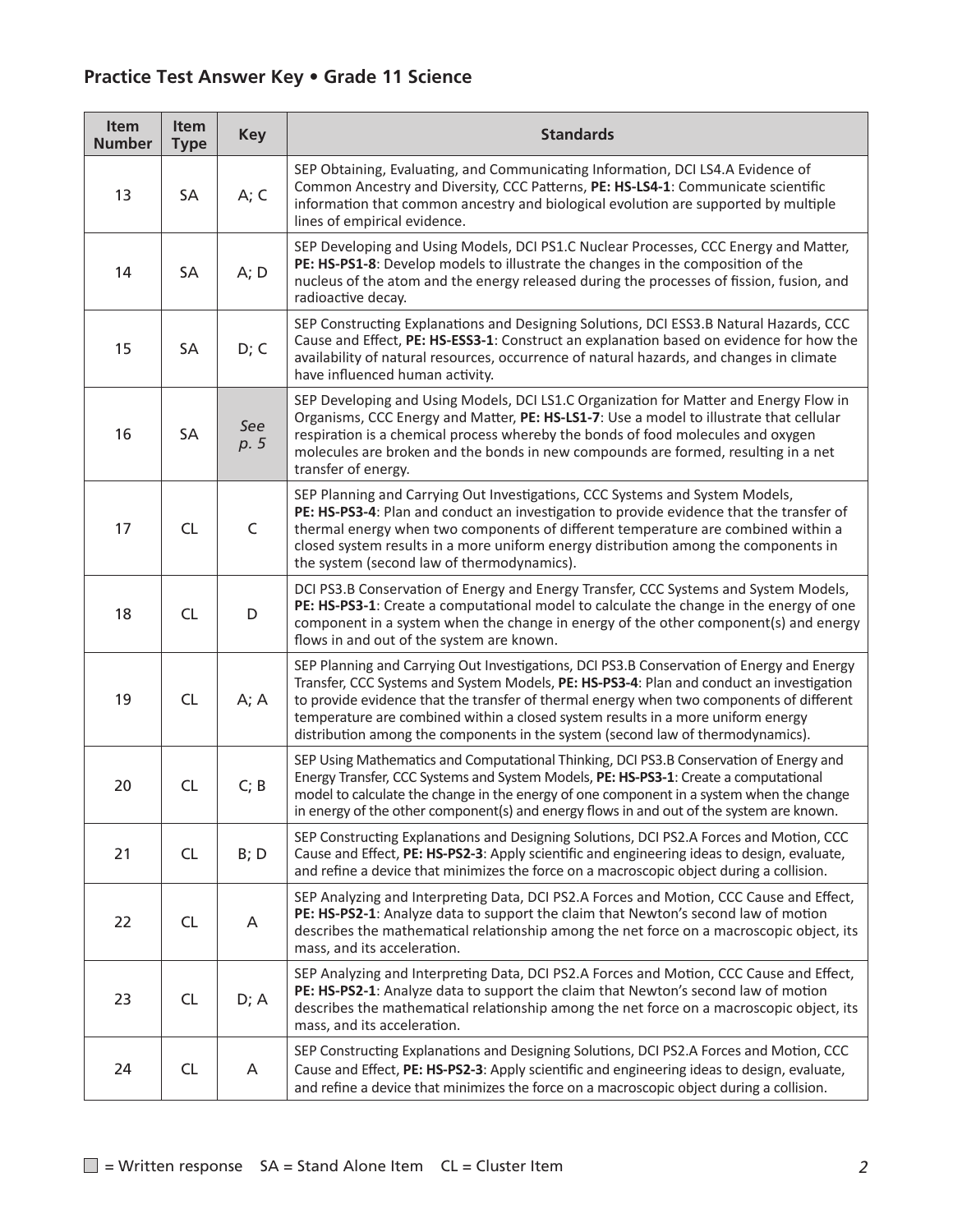## Practice Test Answer Key • Grade 11 Science

| Item Number | Item Type | Key | Standards |
|---|---|---|---|
| 13 | SA | A; C | SEP Obtaining, Evaluating, and Communicating Information, DCI LS4.A Evidence of Common Ancestry and Diversity, CCC Patterns, **PE: HS-LS4-1**: Communicate scientific information that common ancestry and biological evolution are supported by multiple lines of empirical evidence. |
| 14 | SA | A; D | SEP Developing and Using Models, DCI PS1.C Nuclear Processes, CCC Energy and Matter, **PE: HS-PS1-8**: Develop models to illustrate the changes in the composition of the nucleus of the atom and the energy released during the processes of fission, fusion, and radioactive decay. |
| 15 | SA | D; C | SEP Constructing Explanations and Designing Solutions, DCI ESS3.B Natural Hazards, CCC Cause and Effect, **PE: HS-ESS3-1**: Construct an explanation based on evidence for how the availability of natural resources, occurrence of natural hazards, and changes in climate have influenced human activity. |
| 16 | SA | *See p. 5* | SEP Developing and Using Models, DCI LS1.C Organization for Matter and Energy Flow in Organisms, CCC Energy and Matter, **PE: HS-LS1-7**: Use a model to illustrate that cellular respiration is a chemical process whereby the bonds of food molecules and oxygen molecules are broken and the bonds in new compounds are formed, resulting in a net transfer of energy. |
| 17 | CL | C | SEP Planning and Carrying Out Investigations, CCC Systems and System Models, **PE: HS-PS3-4**: Plan and conduct an investigation to provide evidence that the transfer of thermal energy when two components of different temperature are combined within a closed system results in a more uniform energy distribution among the components in the system (second law of thermodynamics). |
| 18 | CL | D | DCI PS3.B Conservation of Energy and Energy Transfer, CCC Systems and System Models, **PE: HS-PS3-1**: Create a computational model to calculate the change in the energy of one component in a system when the change in energy of the other component(s) and energy flows in and out of the system are known. |
| 19 | CL | A; A | SEP Planning and Carrying Out Investigations, DCI PS3.B Conservation of Energy and Energy Transfer, CCC Systems and System Models, **PE: HS-PS3-4**: Plan and conduct an investigation to provide evidence that the transfer of thermal energy when two components of different temperature are combined within a closed system results in a more uniform energy distribution among the components in the system (second law of thermodynamics). |
| 20 | CL | C; B | SEP Using Mathematics and Computational Thinking, DCI PS3.B Conservation of Energy and Energy Transfer, CCC Systems and System Models, **PE: HS-PS3-1**: Create a computational model to calculate the change in the energy of one component in a system when the change in energy of the other component(s) and energy flows in and out of the system are known. |
| 21 | CL | B; D | SEP Constructing Explanations and Designing Solutions, DCI PS2.A Forces and Motion, CCC Cause and Effect, **PE: HS-PS2-3**: Apply scientific and engineering ideas to design, evaluate, and refine a device that minimizes the force on a macroscopic object during a collision. |
| 22 | CL | A | SEP Analyzing and Interpreting Data, DCI PS2.A Forces and Motion, CCC Cause and Effect, **PE: HS-PS2-1**: Analyze data to support the claim that Newton's second law of motion describes the mathematical relationship among the net force on a macroscopic object, its mass, and its acceleration. |
| 23 | CL | D; A | SEP Analyzing and Interpreting Data, DCI PS2.A Forces and Motion, CCC Cause and Effect, **PE: HS-PS2-1**: Analyze data to support the claim that Newton's second law of motion describes the mathematical relationship among the net force on a macroscopic object, its mass, and its acceleration. |
| 24 | CL | A | SEP Constructing Explanations and Designing Solutions, DCI PS2.A Forces and Motion, CCC Cause and Effect, **PE: HS-PS2-3**: Apply scientific and engineering ideas to design, evaluate, and refine a device that minimizes the force on a macroscopic object during a collision. |

▢ = Written response  SA = Stand Alone Item  CL = Cluster Item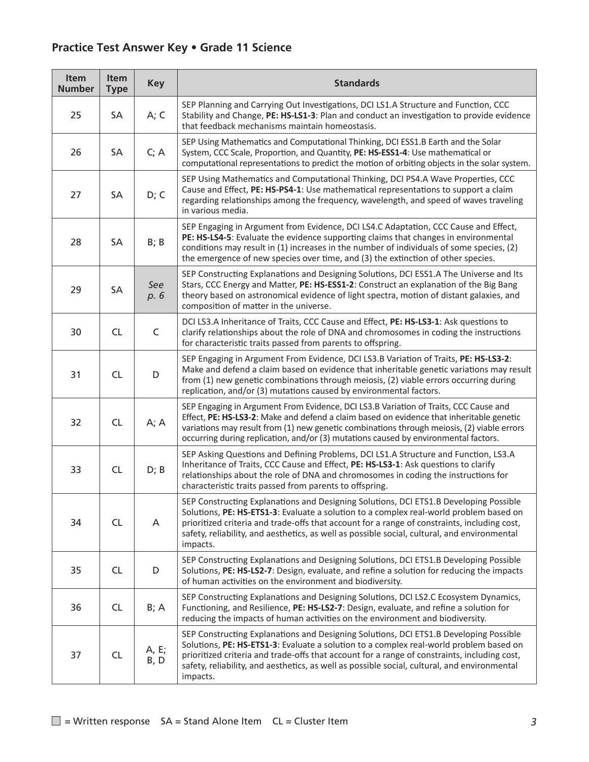## Practice Test Answer Key • Grade 11 Science

| Item Number | Item Type | Key | Standards |
|---|---|---|---|
| 25 | SA | A; C | SEP Planning and Carrying Out Investigations, DCI LS1.A Structure and Function, CCC Stability and Change, **PE: HS-LS1-3**: Plan and conduct an investigation to provide evidence that feedback mechanisms maintain homeostasis. |
| 26 | SA | C; A | SEP Using Mathematics and Computational Thinking, DCI ESS1.B Earth and the Solar System, CCC Scale, Proportion, and Quantity, **PE: HS-ESS1-4**: Use mathematical or computational representations to predict the motion of orbiting objects in the solar system. |
| 27 | SA | D; C | SEP Using Mathematics and Computational Thinking, DCI PS4.A Wave Properties, CCC Cause and Effect, **PE: HS-PS4-1**: Use mathematical representations to support a claim regarding relationships among the frequency, wavelength, and speed of waves traveling in various media. |
| 28 | SA | B; B | SEP Engaging in Argument from Evidence, DCI LS4.C Adaptation, CCC Cause and Effect, **PE: HS-LS4-5**: Evaluate the evidence supporting claims that changes in environmental conditions may result in (1) increases in the number of individuals of some species, (2) the emergence of new species over time, and (3) the extinction of other species. |
| 29 | SA | *See p. 6* | SEP Constructing Explanations and Designing Solutions, DCI ESS1.A The Universe and Its Stars, CCC Energy and Matter, **PE: HS-ESS1-2**: Construct an explanation of the Big Bang theory based on astronomical evidence of light spectra, motion of distant galaxies, and composition of matter in the universe. |
| 30 | CL | C | DCI LS3.A Inheritance of Traits, CCC Cause and Effect, **PE: HS-LS3-1**: Ask questions to clarify relationships about the role of DNA and chromosomes in coding the instructions for characteristic traits passed from parents to offspring. |
| 31 | CL | D | SEP Engaging in Argument From Evidence, DCI LS3.B Variation of Traits, **PE: HS-LS3-2**: Make and defend a claim based on evidence that inheritable genetic variations may result from (1) new genetic combinations through meiosis, (2) viable errors occurring during replication, and/or (3) mutations caused by environmental factors. |
| 32 | CL | A; A | SEP Engaging in Argument From Evidence, DCI LS3.B Variation of Traits, CCC Cause and Effect, **PE: HS-LS3-2**: Make and defend a claim based on evidence that inheritable genetic variations may result from (1) new genetic combinations through meiosis, (2) viable errors occurring during replication, and/or (3) mutations caused by environmental factors. |
| 33 | CL | D; B | SEP Asking Questions and Defining Problems, DCI LS1.A Structure and Function, LS3.A Inheritance of Traits, CCC Cause and Effect, **PE: HS-LS3-1**: Ask questions to clarify relationships about the role of DNA and chromosomes in coding the instructions for characteristic traits passed from parents to offspring. |
| 34 | CL | A | SEP Constructing Explanations and Designing Solutions, DCI ETS1.B Developing Possible Solutions, **PE: HS-ETS1-3**: Evaluate a solution to a complex real-world problem based on prioritized criteria and trade-offs that account for a range of constraints, including cost, safety, reliability, and aesthetics, as well as possible social, cultural, and environmental impacts. |
| 35 | CL | D | SEP Constructing Explanations and Designing Solutions, DCI ETS1.B Developing Possible Solutions, **PE: HS-LS2-7**: Design, evaluate, and refine a solution for reducing the impacts of human activities on the environment and biodiversity. |
| 36 | CL | B; A | SEP Constructing Explanations and Designing Solutions, DCI LS2.C Ecosystem Dynamics, Functioning, and Resilience, **PE: HS-LS2-7**: Design, evaluate, and refine a solution for reducing the impacts of human activities on the environment and biodiversity. |
| 37 | CL | A, E; B, D | SEP Constructing Explanations and Designing Solutions, DCI ETS1.B Developing Possible Solutions, **PE: HS-ETS1-3**: Evaluate a solution to a complex real-world problem based on prioritized criteria and trade-offs that account for a range of constraints, including cost, safety, reliability, and aesthetics, as well as possible social, cultural, and environmental impacts. |

■ = Written response  SA = Stand Alone Item  CL = Cluster Item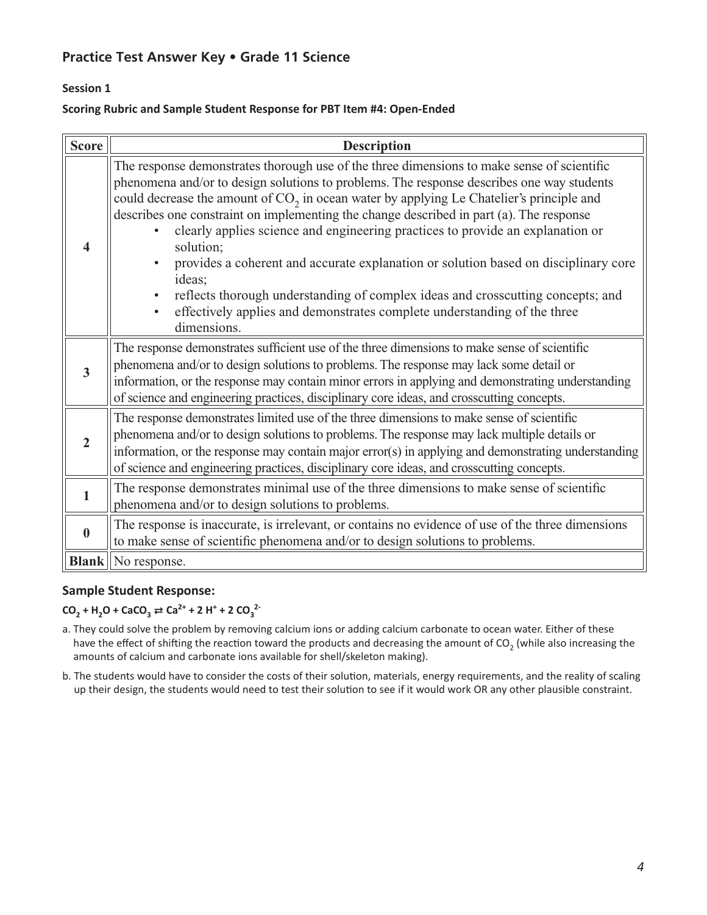## Practice Test Answer Key • Grade 11 Science

### Session 1

**Scoring Rubric and Sample Student Response for PBT Item #4: Open-Ended**

| Score | Description |
|---|---|
| **4** | The response demonstrates thorough use of the three dimensions to make sense of scientific phenomena and/or to design solutions to problems. The response describes one way students could decrease the amount of $CO_2$ in ocean water by applying Le Chatelier's principle and describes one constraint on implementing the change described in part (a). The response <br>• clearly applies science and engineering practices to provide an explanation or solution; <br>• provides a coherent and accurate explanation or solution based on disciplinary core ideas; <br>• reflects thorough understanding of complex ideas and crosscutting concepts; and <br>• effectively applies and demonstrates complete understanding of the three dimensions. |
| **3** | The response demonstrates sufficient use of the three dimensions to make sense of scientific phenomena and/or to design solutions to problems. The response may lack some detail or information, or the response may contain minor errors in applying and demonstrating understanding of science and engineering practices, disciplinary core ideas, and crosscutting concepts. |
| **2** | The response demonstrates limited use of the three dimensions to make sense of scientific phenomena and/or to design solutions to problems. The response may lack multiple details or information, or the response may contain major error(s) in applying and demonstrating understanding of science and engineering practices, disciplinary core ideas, and crosscutting concepts. |
| **1** | The response demonstrates minimal use of the three dimensions to make sense of scientific phenomena and/or to design solutions to problems. |
| **0** | The response is inaccurate, is irrelevant, or contains no evidence of use of the three dimensions to make sense of scientific phenomena and/or to design solutions to problems. |
| **Blank** | No response. |

### Sample Student Response:

$$CO_2 + H_2O + CaCO_3 \rightleftarrows Ca^{2+} + 2\,H^+ + 2\,CO_3^{2-}$$

a. They could solve the problem by removing calcium ions or adding calcium carbonate to ocean water. Either of these have the effect of shifting the reaction toward the products and decreasing the amount of $CO_2$ (while also increasing the amounts of calcium and carbonate ions available for shell/skeleton making).

b. The students would have to consider the costs of their solution, materials, energy requirements, and the reality of scaling up their design, the students would need to test their solution to see if it would work OR any other plausible constraint.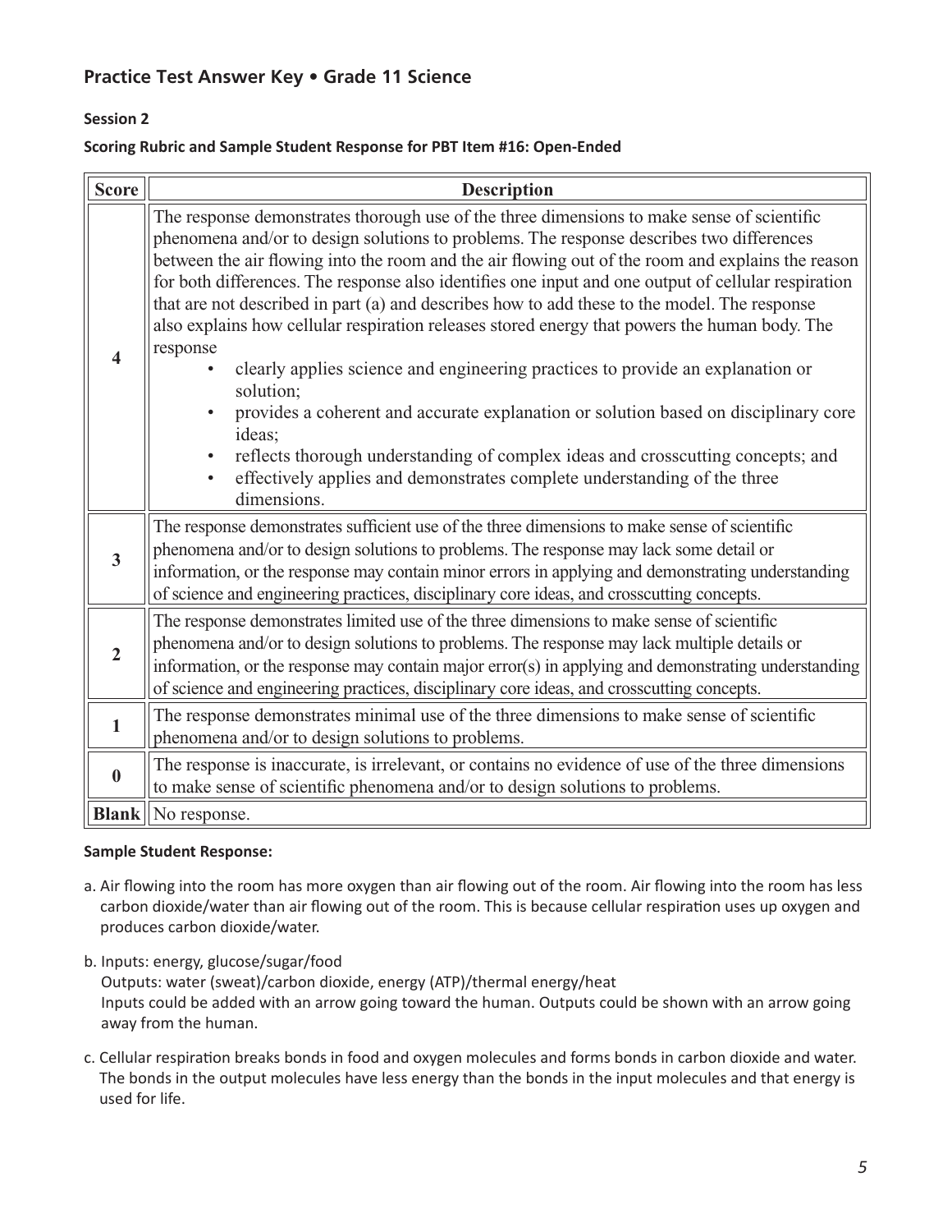## Practice Test Answer Key • Grade 11 Science

### Session 2

**Scoring Rubric and Sample Student Response for PBT Item #16: Open-Ended**

| Score | Description |
|---|---|
| **4** | The response demonstrates thorough use of the three dimensions to make sense of scientific phenomena and/or to design solutions to problems. The response describes two differences between the air flowing into the room and the air flowing out of the room and explains the reason for both differences. The response also identifies one input and one output of cellular respiration that are not described in part (a) and describes how to add these to the model. The response also explains how cellular respiration releases stored energy that powers the human body. The response<br>• clearly applies science and engineering practices to provide an explanation or solution;<br>• provides a coherent and accurate explanation or solution based on disciplinary core ideas;<br>• reflects thorough understanding of complex ideas and crosscutting concepts; and<br>• effectively applies and demonstrates complete understanding of the three dimensions. |
| **3** | The response demonstrates sufficient use of the three dimensions to make sense of scientific phenomena and/or to design solutions to problems. The response may lack some detail or information, or the response may contain minor errors in applying and demonstrating understanding of science and engineering practices, disciplinary core ideas, and crosscutting concepts. |
| **2** | The response demonstrates limited use of the three dimensions to make sense of scientific phenomena and/or to design solutions to problems. The response may lack multiple details or information, or the response may contain major error(s) in applying and demonstrating understanding of science and engineering practices, disciplinary core ideas, and crosscutting concepts. |
| **1** | The response demonstrates minimal use of the three dimensions to make sense of scientific phenomena and/or to design solutions to problems. |
| **0** | The response is inaccurate, is irrelevant, or contains no evidence of use of the three dimensions to make sense of scientific phenomena and/or to design solutions to problems. |
| **Blank** | No response. |

**Sample Student Response:**

a. Air flowing into the room has more oxygen than air flowing out of the room. Air flowing into the room has less carbon dioxide/water than air flowing out of the room. This is because cellular respiration uses up oxygen and produces carbon dioxide/water.

b. Inputs: energy, glucose/sugar/food
   Outputs: water (sweat)/carbon dioxide, energy (ATP)/thermal energy/heat
   Inputs could be added with an arrow going toward the human. Outputs could be shown with an arrow going away from the human.

c. Cellular respiration breaks bonds in food and oxygen molecules and forms bonds in carbon dioxide and water. The bonds in the output molecules have less energy than the bonds in the input molecules and that energy is used for life.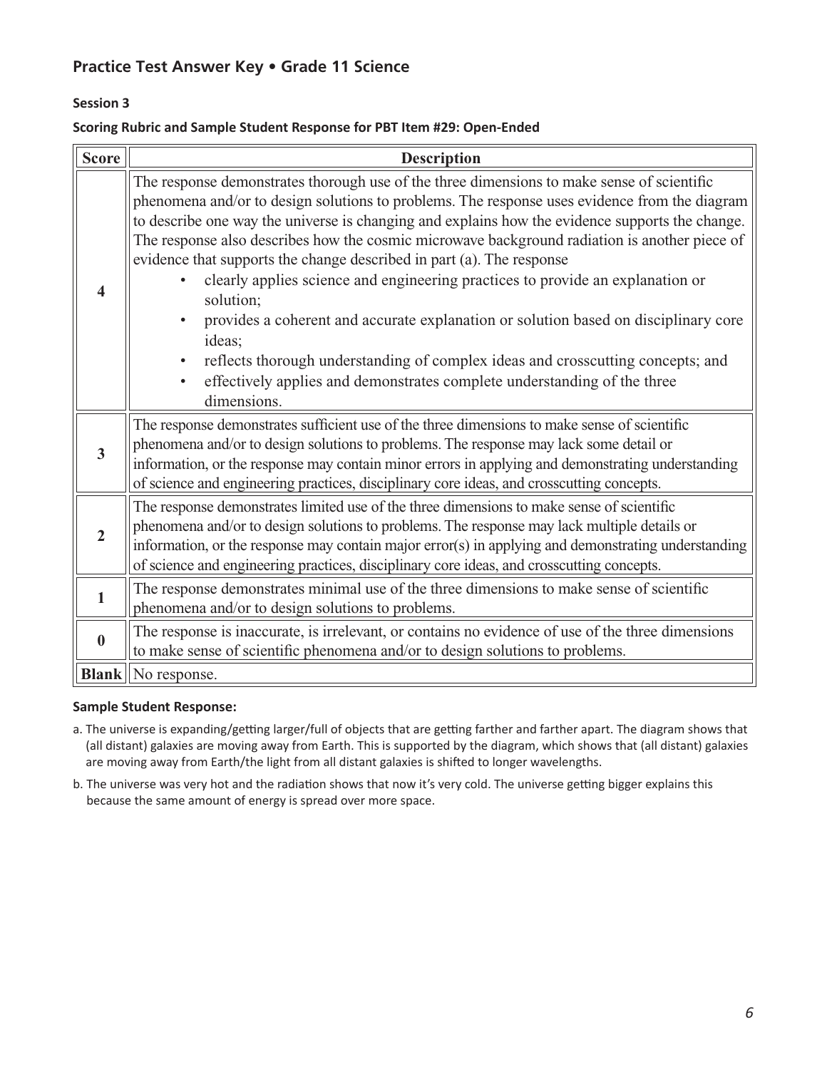# Practice Test Answer Key • Grade 11 Science

## Session 3

### Scoring Rubric and Sample Student Response for PBT Item #29: Open-Ended

| Score | Description |
|---|---|
| 4 | The response demonstrates thorough use of the three dimensions to make sense of scientific phenomena and/or to design solutions to problems. The response uses evidence from the diagram to describe one way the universe is changing and explains how the evidence supports the change. The response also describes how the cosmic microwave background radiation is another piece of evidence that supports the change described in part (a). The response<br>• clearly applies science and engineering practices to provide an explanation or solution;<br>• provides a coherent and accurate explanation or solution based on disciplinary core ideas;<br>• reflects thorough understanding of complex ideas and crosscutting concepts; and<br>• effectively applies and demonstrates complete understanding of the three dimensions. |
| 3 | The response demonstrates sufficient use of the three dimensions to make sense of scientific phenomena and/or to design solutions to problems. The response may lack some detail or information, or the response may contain minor errors in applying and demonstrating understanding of science and engineering practices, disciplinary core ideas, and crosscutting concepts. |
| 2 | The response demonstrates limited use of the three dimensions to make sense of scientific phenomena and/or to design solutions to problems. The response may lack multiple details or information, or the response may contain major error(s) in applying and demonstrating understanding of science and engineering practices, disciplinary core ideas, and crosscutting concepts. |
| 1 | The response demonstrates minimal use of the three dimensions to make sense of scientific phenomena and/or to design solutions to problems. |
| 0 | The response is inaccurate, is irrelevant, or contains no evidence of use of the three dimensions to make sense of scientific phenomena and/or to design solutions to problems. |
| Blank | No response. |

### Sample Student Response:

a. The universe is expanding/getting larger/full of objects that are getting farther and farther apart. The diagram shows that (all distant) galaxies are moving away from Earth. This is supported by the diagram, which shows that (all distant) galaxies are moving away from Earth/the light from all distant galaxies is shifted to longer wavelengths.

b. The universe was very hot and the radiation shows that now it's very cold. The universe getting bigger explains this because the same amount of energy is spread over more space.